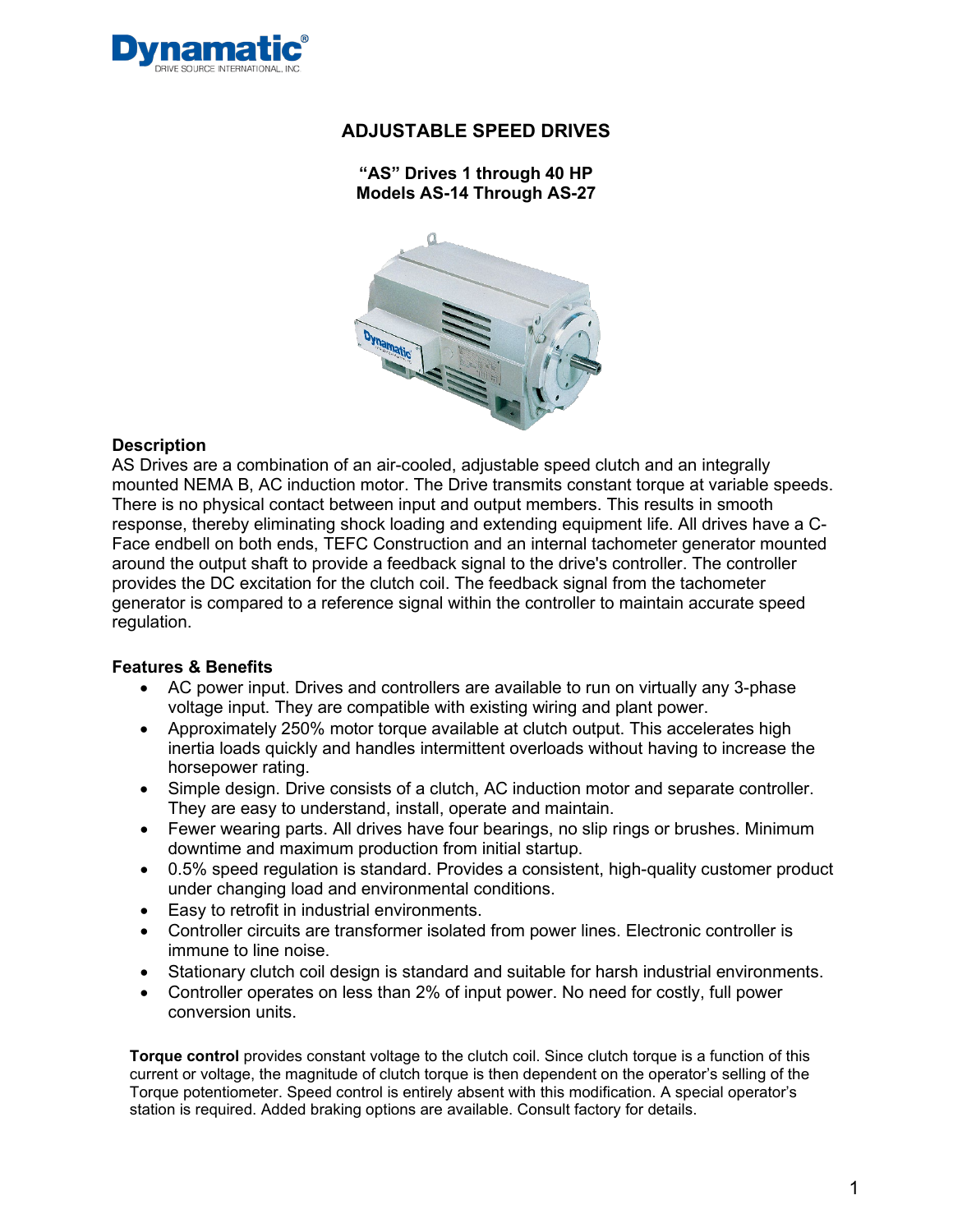# ADJUSTABLE SPEED DRIVES

**"AS" Drives 1 through 40 HP**
**Models AS-14 Through AS-27**

### Description

AS Drives are a combination of an air-cooled, adjustable speed clutch and an integrally mounted NEMA B, AC induction motor. The Drive transmits constant torque at variable speeds. There is no physical contact between input and output members. This results in smooth response, thereby eliminating shock loading and extending equipment life. All drives have a C-Face endbell on both ends, TEFC Construction and an internal tachometer generator mounted around the output shaft to provide a feedback signal to the drive's controller. The controller provides the DC excitation for the clutch coil. The feedback signal from the tachometer generator is compared to a reference signal within the controller to maintain accurate speed regulation.

### Features & Benefits

- AC power input. Drives and controllers are available to run on virtually any 3-phase voltage input. They are compatible with existing wiring and plant power.
- Approximately 250% motor torque available at clutch output. This accelerates high inertia loads quickly and handles intermittent overloads without having to increase the horsepower rating.
- Simple design. Drive consists of a clutch, AC induction motor and separate controller. They are easy to understand, install, operate and maintain.
- Fewer wearing parts. All drives have four bearings, no slip rings or brushes. Minimum downtime and maximum production from initial startup.
- 0.5% speed regulation is standard. Provides a consistent, high-quality customer product under changing load and environmental conditions.
- Easy to retrofit in industrial environments.
- Controller circuits are transformer isolated from power lines. Electronic controller is immune to line noise.
- Stationary clutch coil design is standard and suitable for harsh industrial environments.
- Controller operates on less than 2% of input power. No need for costly, full power conversion units.

**Torque control** provides constant voltage to the clutch coil. Since clutch torque is a function of this current or voltage, the magnitude of clutch torque is then dependent on the operator's selling of the Torque potentiometer. Speed control is entirely absent with this modification. A special operator's station is required. Added braking options are available. Consult factory for details.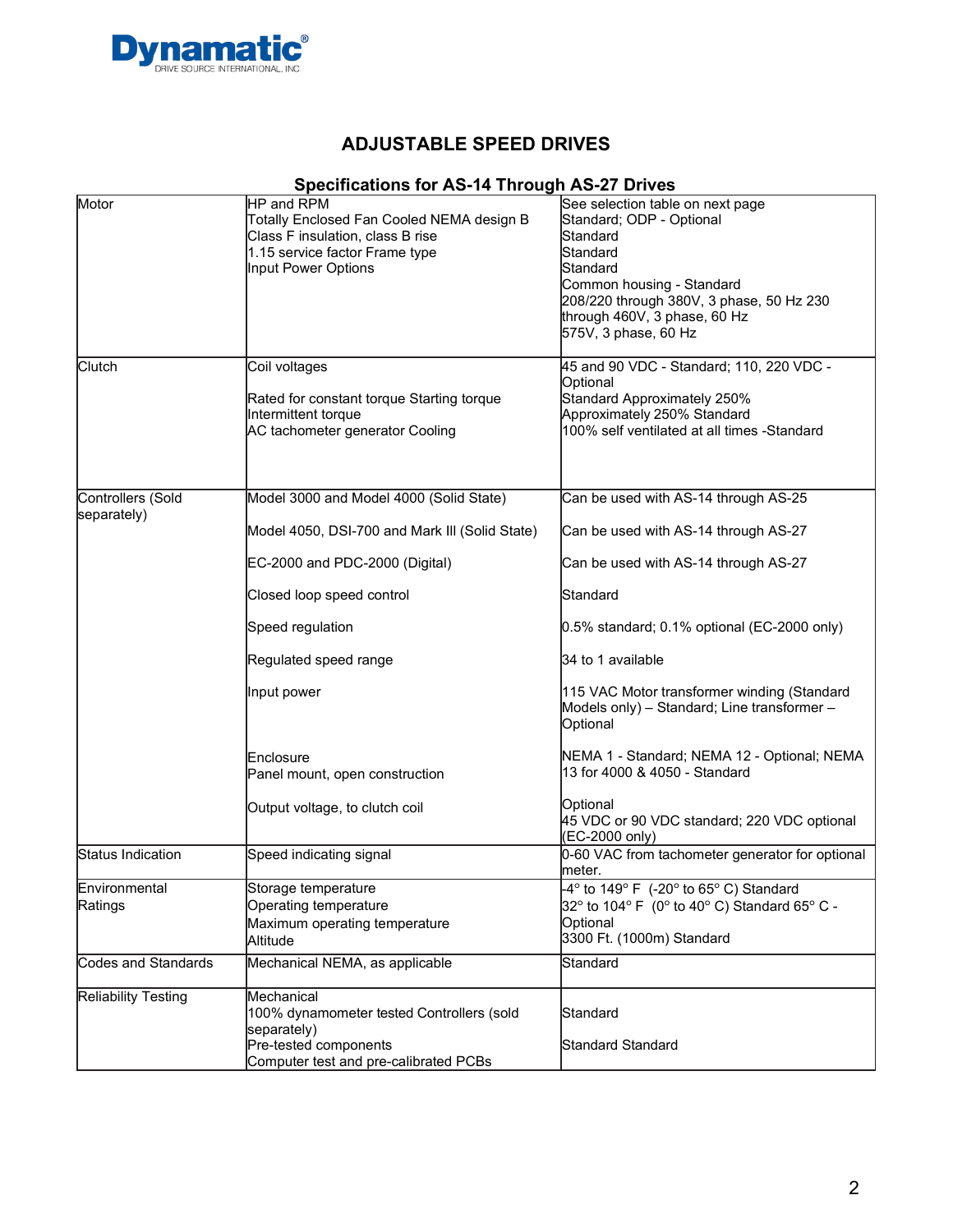## ADJUSTABLE SPEED DRIVES

### Specifications for AS-14 Through AS-27 Drives

| | | |
|---|---|---|
| Motor | HP and RPM<br>Totally Enclosed Fan Cooled NEMA design B<br>Class F insulation, class B rise<br>1.15 service factor Frame type<br>Input Power Options | See selection table on next page<br>Standard; ODP - Optional<br>Standard<br>Standard<br>Standard<br>Common housing - Standard<br>208/220 through 380V, 3 phase, 50 Hz 230 through 460V, 3 phase, 60 Hz<br>575V, 3 phase, 60 Hz |
| Clutch | Coil voltages<br><br>Rated for constant torque Starting torque<br>Intermittent torque<br>AC tachometer generator Cooling | 45 and 90 VDC - Standard; 110, 220 VDC - Optional<br>Standard Approximately 250%<br>Approximately 250% Standard<br>100% self ventilated at all times -Standard |
| Controllers (Sold separately) | Model 3000 and Model 4000 (Solid State)<br><br>Model 4050, DSI-700 and Mark III (Solid State)<br><br>EC-2000 and PDC-2000 (Digital)<br><br>Closed loop speed control<br><br>Speed regulation<br><br>Regulated speed range<br><br>Input power<br><br><br>Enclosure<br>Panel mount, open construction<br><br>Output voltage, to clutch coil | Can be used with AS-14 through AS-25<br><br>Can be used with AS-14 through AS-27<br><br>Can be used with AS-14 through AS-27<br><br>Standard<br><br>0.5% standard; 0.1% optional (EC-2000 only)<br><br>34 to 1 available<br><br>115 VAC Motor transformer winding (Standard Models only) – Standard; Line transformer – Optional<br><br>NEMA 1 - Standard; NEMA 12 - Optional; NEMA 13 for 4000 & 4050 - Standard<br><br>Optional<br>45 VDC or 90 VDC standard; 220 VDC optional (EC-2000 only) |
| Status Indication | Speed indicating signal | 0-60 VAC from tachometer generator for optional meter. |
| Environmental Ratings | Storage temperature<br>Operating temperature<br>Maximum operating temperature<br>Altitude | -4° to 149° F (-20° to 65° C) Standard<br>32° to 104° F (0° to 40° C) Standard 65° C - Optional<br>3300 Ft. (1000m) Standard |
| Codes and Standards | Mechanical NEMA, as applicable | Standard |
| Reliability Testing | Mechanical<br>100% dynamometer tested Controllers (sold separately)<br>Pre-tested components<br>Computer test and pre-calibrated PCBs | <br>Standard<br><br>Standard Standard |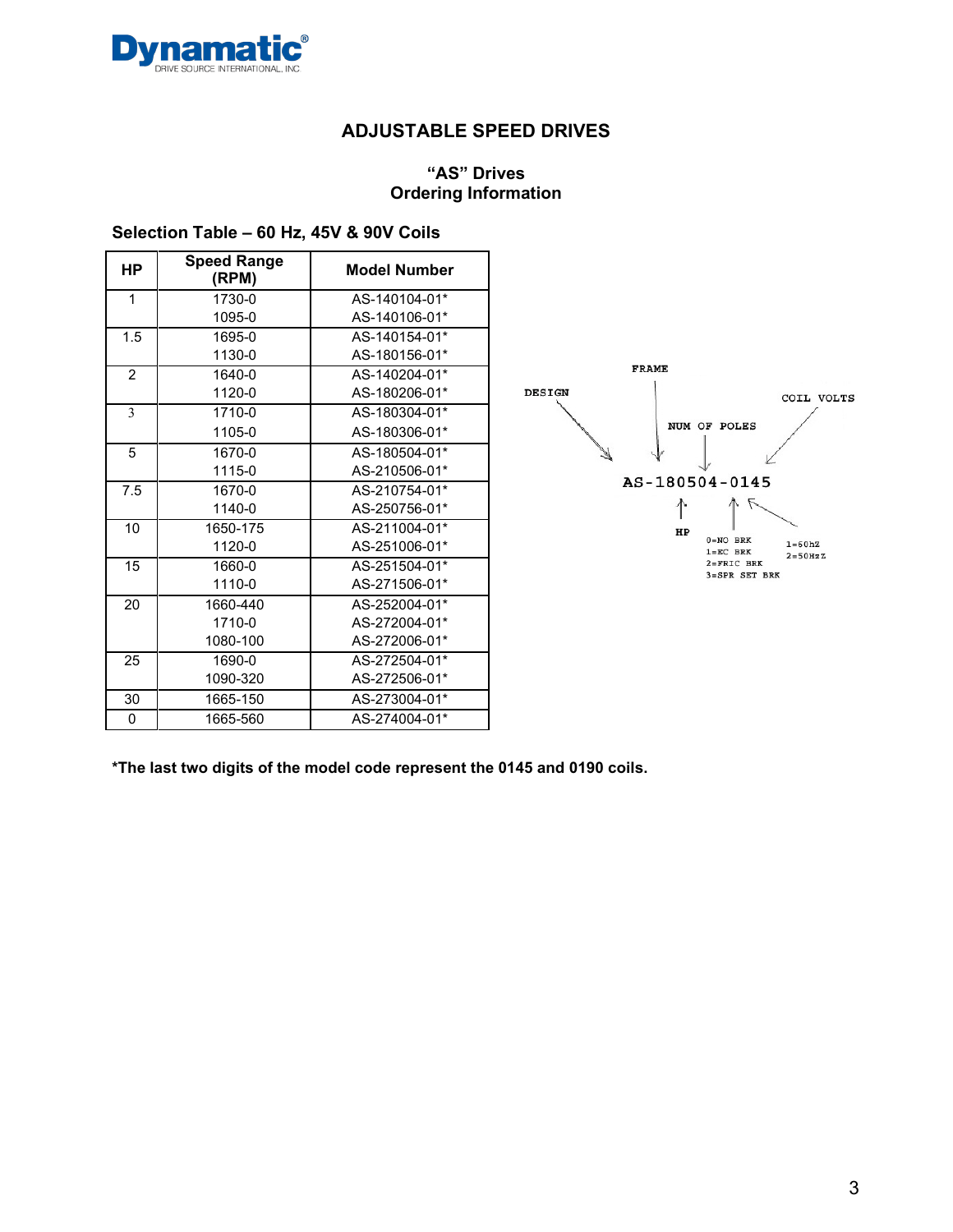## ADJUSTABLE SPEED DRIVES

### "AS" Drives
### Ordering Information

**Selection Table – 60 Hz, 45V & 90V Coils**

| HP | Speed Range (RPM) | Model Number |
|---|---|---|
| 1 | 1730-0<br>1095-0 | AS-140104-01*<br>AS-140106-01* |
| 1.5 | 1695-0<br>1130-0 | AS-140154-01*<br>AS-180156-01* |
| 2 | 1640-0<br>1120-0 | AS-140204-01*<br>AS-180206-01* |
| 3 | 1710-0<br>1105-0 | AS-180304-01*<br>AS-180306-01* |
| 5 | 1670-0<br>1115-0 | AS-180504-01*<br>AS-210506-01* |
| 7.5 | 1670-0<br>1140-0 | AS-210754-01*<br>AS-250756-01* |
| 10 | 1650-175<br>1120-0 | AS-211004-01*<br>AS-251006-01* |
| 15 | 1660-0<br>1110-0 | AS-251504-01*<br>AS-271506-01* |
| 20 | 1660-440<br>1710-0<br>1080-100 | AS-252004-01*<br>AS-272004-01*<br>AS-272006-01* |
| 25 | 1690-0<br>1090-320 | AS-272504-01*<br>AS-272506-01* |
| 30 | 1665-150 | AS-273004-01* |
| 0 | 1665-560 | AS-274004-01* |

```
                    FRAME
DESIGN                                    COIL VOLTS
                       NUM OF POLES

            AS-180504-0145

                HP
                    0=NO BRK          1=60hZ
                    1=EC BRK          2=50HzZ
                    2=FRIC BRK
                    3=SPR SET BRK
```

**\*The last two digits of the model code represent the 0145 and 0190 coils.**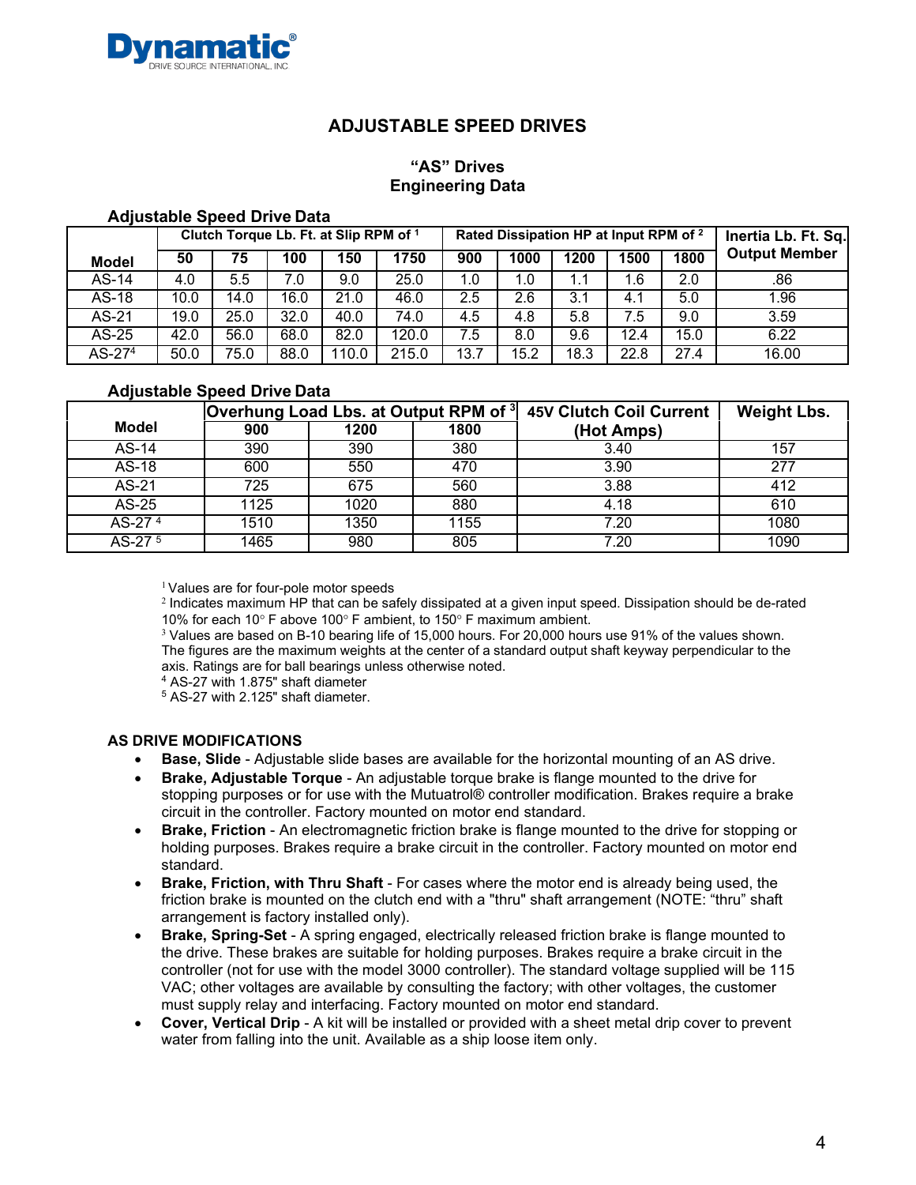Dynamic
DRIVE SOURCE INTERNATIONAL, INC.

# ADJUSTABLE SPEED DRIVES

## "AS" Drives
## Engineering Data

### Adjustable Speed Drive Data

| Model | Clutch Torque Lb. Ft. at Slip RPM of [1] | | | | | Rated Dissipation HP at Input RPM of [2] | | | | | Inertia Lb. Ft. Sq. Output Member |
|---|---|---|---|---|---|---|---|---|---|---|---|
| | 50 | 75 | 100 | 150 | 1750 | 900 | 1000 | 1200 | 1500 | 1800 | |
| AS-14 | 4.0 | 5.5 | 7.0 | 9.0 | 25.0 | 1.0 | 1.0 | 1.1 | 1.6 | 2.0 | .86 |
| AS-18 | 10.0 | 14.0 | 16.0 | 21.0 | 46.0 | 2.5 | 2.6 | 3.1 | 4.1 | 5.0 | 1.96 |
| AS-21 | 19.0 | 25.0 | 32.0 | 40.0 | 74.0 | 4.5 | 4.8 | 5.8 | 7.5 | 9.0 | 3.59 |
| AS-25 | 42.0 | 56.0 | 68.0 | 82.0 | 120.0 | 7.5 | 8.0 | 9.6 | 12.4 | 15.0 | 6.22 |
| AS-27[4] | 50.0 | 75.0 | 88.0 | 110.0 | 215.0 | 13.7 | 15.2 | 18.3 | 22.8 | 27.4 | 16.00 |

### Adjustable Speed Drive Data

| Model | Overhung Load Lbs. at Output RPM of [3] | | | 45V Clutch Coil Current (Hot Amps) | Weight Lbs. |
|---|---|---|---|---|---|
| | 900 | 1200 | 1800 | | |
| AS-14 | 390 | 390 | 380 | 3.40 | 157 |
| AS-18 | 600 | 550 | 470 | 3.90 | 277 |
| AS-21 | 725 | 675 | 560 | 3.88 | 412 |
| AS-25 | 1125 | 1020 | 880 | 4.18 | 610 |
| AS-27 [4] | 1510 | 1350 | 1155 | 7.20 | 1080 |
| AS-27 [5] | 1465 | 980 | 805 | 7.20 | 1090 |

[1] Values are for four-pole motor speeds
[2] Indicates maximum HP that can be safely dissipated at a given input speed. Dissipation should be de-rated 10% for each 10° F above 100° F ambient, to 150° F maximum ambient.
[3] Values are based on B-10 bearing life of 15,000 hours. For 20,000 hours use 91% of the values shown. The figures are the maximum weights at the center of a standard output shaft keyway perpendicular to the axis. Ratings are for ball bearings unless otherwise noted.
[4] AS-27 with 1.875" shaft diameter
[5] AS-27 with 2.125" shaft diameter.

### AS DRIVE MODIFICATIONS

- **Base, Slide** - Adjustable slide bases are available for the horizontal mounting of an AS drive.
- **Brake, Adjustable Torque** - An adjustable torque brake is flange mounted to the drive for stopping purposes or for use with the Mutuatrol® controller modification. Brakes require a brake circuit in the controller. Factory mounted on motor end standard.
- **Brake, Friction** - An electromagnetic friction brake is flange mounted to the drive for stopping or holding purposes. Brakes require a brake circuit in the controller. Factory mounted on motor end standard.
- **Brake, Friction, with Thru Shaft** - For cases where the motor end is already being used, the friction brake is mounted on the clutch end with a "thru" shaft arrangement (NOTE: "thru" shaft arrangement is factory installed only).
- **Brake, Spring-Set** - A spring engaged, electrically released friction brake is flange mounted to the drive. These brakes are suitable for holding purposes. Brakes require a brake circuit in the controller (not for use with the model 3000 controller). The standard voltage supplied will be 115 VAC; other voltages are available by consulting the factory; with other voltages, the customer must supply relay and interfacing. Factory mounted on motor end standard.
- **Cover, Vertical Drip** - A kit will be installed or provided with a sheet metal drip cover to prevent water from falling into the unit. Available as a ship loose item only.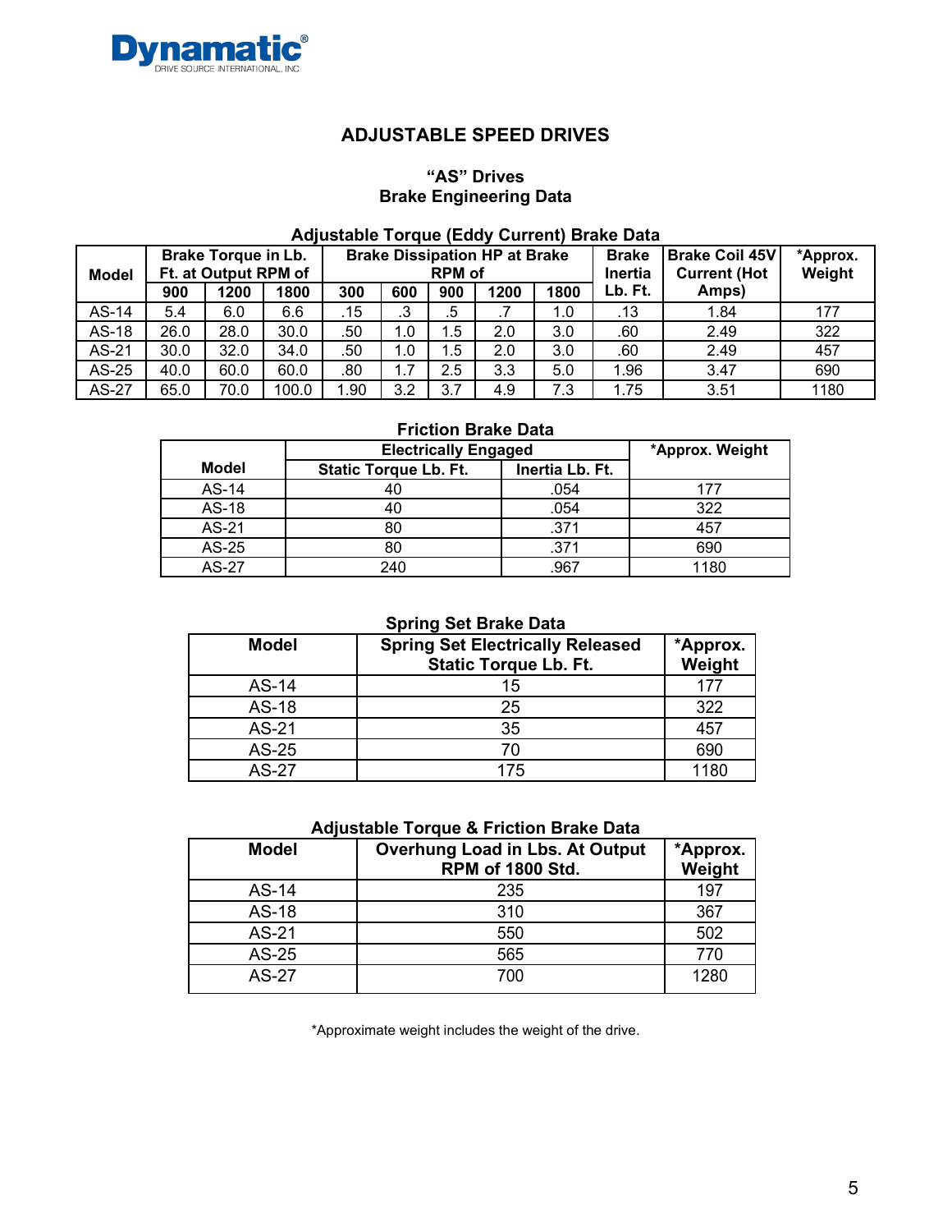**Dynamatic®**
DRIVE SOURCE INTERNATIONAL, INC.

# ADJUSTABLE SPEED DRIVES

## "AS" Drives
## Brake Engineering Data

### Adjustable Torque (Eddy Current) Brake Data

| Model | Brake Torque in Lb. Ft. at Output RPM of | | | Brake Dissipation HP at Brake RPM of | | | | | Brake Inertia Lb. Ft. | Brake Coil 45V Current (Hot Amps) | *Approx. Weight |
|---|---|---|---|---|---|---|---|---|---|---|---|
| | 900 | 1200 | 1800 | 300 | 600 | 900 | 1200 | 1800 | | | |
| AS-14 | 5.4 | 6.0 | 6.6 | .15 | .3 | .5 | .7 | 1.0 | .13 | 1.84 | 177 |
| AS-18 | 26.0 | 28.0 | 30.0 | .50 | 1.0 | 1.5 | 2.0 | 3.0 | .60 | 2.49 | 322 |
| AS-21 | 30.0 | 32.0 | 34.0 | .50 | 1.0 | 1.5 | 2.0 | 3.0 | .60 | 2.49 | 457 |
| AS-25 | 40.0 | 60.0 | 60.0 | .80 | 1.7 | 2.5 | 3.3 | 5.0 | 1.96 | 3.47 | 690 |
| AS-27 | 65.0 | 70.0 | 100.0 | 1.90 | 3.2 | 3.7 | 4.9 | 7.3 | 1.75 | 3.51 | 1180 |

### Friction Brake Data

| Model | Electrically Engaged | | *Approx. Weight |
|---|---|---|---|
| | Static Torque Lb. Ft. | Inertia Lb. Ft. | |
| AS-14 | 40 | .054 | 177 |
| AS-18 | 40 | .054 | 322 |
| AS-21 | 80 | .371 | 457 |
| AS-25 | 80 | .371 | 690 |
| AS-27 | 240 | .967 | 1180 |

### Spring Set Brake Data

| Model | Spring Set Electrically Released Static Torque Lb. Ft. | *Approx. Weight |
|---|---|---|
| AS-14 | 15 | 177 |
| AS-18 | 25 | 322 |
| AS-21 | 35 | 457 |
| AS-25 | 70 | 690 |
| AS-27 | 175 | 1180 |

### Adjustable Torque & Friction Brake Data

| Model | Overhung Load in Lbs. At Output RPM of 1800 Std. | *Approx. Weight |
|---|---|---|
| AS-14 | 235 | 197 |
| AS-18 | 310 | 367 |
| AS-21 | 550 | 502 |
| AS-25 | 565 | 770 |
| AS-27 | 700 | 1280 |

*Approximate weight includes the weight of the drive.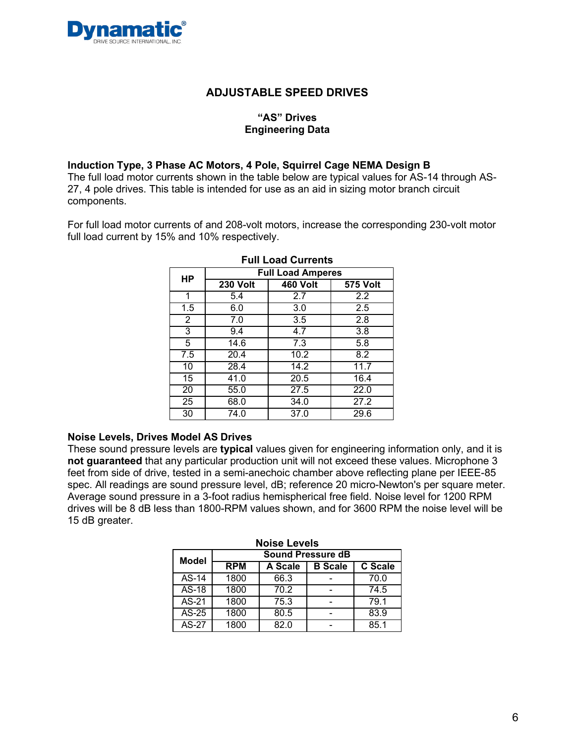# ADJUSTABLE SPEED DRIVES

## "AS" Drives
## Engineering Data

### Induction Type, 3 Phase AC Motors, 4 Pole, Squirrel Cage NEMA Design B

The full load motor currents shown in the table below are typical values for AS-14 through AS-27, 4 pole drives. This table is intended for use as an aid in sizing motor branch circuit components.

For full load motor currents of and 208-volt motors, increase the corresponding 230-volt motor full load current by 15% and 10% respectively.

**Full Load Currents**

| HP | Full Load Amperes | | |
|---|---|---|---|
| | 230 Volt | 460 Volt | 575 Volt |
| 1 | 5.4 | 2.7 | 2.2 |
| 1.5 | 6.0 | 3.0 | 2.5 |
| 2 | 7.0 | 3.5 | 2.8 |
| 3 | 9.4 | 4.7 | 3.8 |
| 5 | 14.6 | 7.3 | 5.8 |
| 7.5 | 20.4 | 10.2 | 8.2 |
| 10 | 28.4 | 14.2 | 11.7 |
| 15 | 41.0 | 20.5 | 16.4 |
| 20 | 55.0 | 27.5 | 22.0 |
| 25 | 68.0 | 34.0 | 27.2 |
| 30 | 74.0 | 37.0 | 29.6 |

### Noise Levels, Drives Model AS Drives

These sound pressure levels are **typical** values given for engineering information only, and it is **not guaranteed** that any particular production unit will not exceed these values. Microphone 3 feet from side of drive, tested in a semi-anechoic chamber above reflecting plane per IEEE-85 spec. All readings are sound pressure level, dB; reference 20 micro-Newton's per square meter. Average sound pressure in a 3-foot radius hemispherical free field. Noise level for 1200 RPM drives will be 8 dB less than 1800-RPM values shown, and for 3600 RPM the noise level will be 15 dB greater.

**Noise Levels**

| Model | Sound Pressure dB | | | |
|---|---|---|---|---|
| | RPM | A Scale | B Scale | C Scale |
| AS-14 | 1800 | 66.3 | - | 70.0 |
| AS-18 | 1800 | 70.2 | - | 74.5 |
| AS-21 | 1800 | 75.3 | - | 79.1 |
| AS-25 | 1800 | 80.5 | - | 83.9 |
| AS-27 | 1800 | 82.0 | - | 85.1 |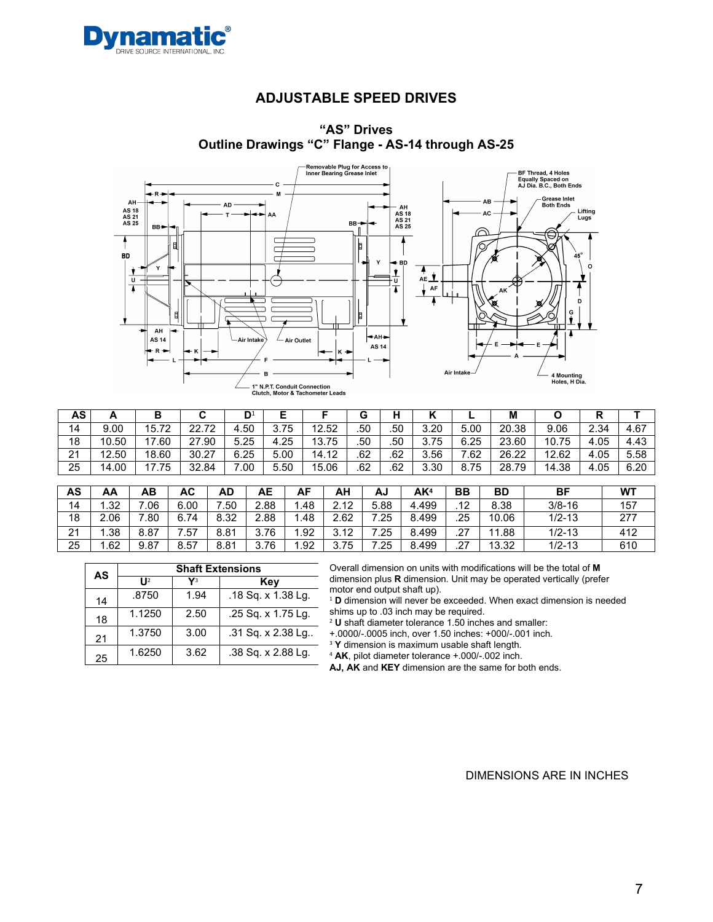# ADJUSTABLE SPEED DRIVES

## "AS" Drives
## Outline Drawings "C" Flange - AS-14 through AS-25

| AS | A | B | C | D[1] | E | F | G | H | K | L | M | O | R | T |
|---|---|---|---|---|---|---|---|---|---|---|---|---|---|---|
| 14 | 9.00 | 15.72 | 22.72 | 4.50 | 3.75 | 12.52 | .50 | .50 | 3.20 | 5.00 | 20.38 | 9.06 | 2.34 | 4.67 |
| 18 | 10.50 | 17.60 | 27.90 | 5.25 | 4.25 | 13.75 | .50 | .50 | 3.75 | 6.25 | 23.60 | 10.75 | 4.05 | 4.43 |
| 21 | 12.50 | 18.60 | 30.27 | 6.25 | 5.00 | 14.12 | .62 | .62 | 3.56 | 7.62 | 26.22 | 12.62 | 4.05 | 5.58 |
| 25 | 14.00 | 17.75 | 32.84 | 7.00 | 5.50 | 15.06 | .62 | .62 | 3.30 | 8.75 | 28.79 | 14.38 | 4.05 | 6.20 |

| AS | AA | AB | AC | AD | AE | AF | AH | AJ | AK[4] | BB | BD | BF | WT |
|---|---|---|---|---|---|---|---|---|---|---|---|---|---|
| 14 | 1.32 | 7.06 | 6.00 | 7.50 | 2.88 | 1.48 | 2.12 | 5.88 | 4.499 | .12 | 8.38 | 3/8-16 | 157 |
| 18 | 2.06 | 7.80 | 6.74 | 8.32 | 2.88 | 1.48 | 2.62 | 7.25 | 8.499 | .25 | 10.06 | 1/2-13 | 277 |
| 21 | 1.38 | 8.87 | 7.57 | 8.81 | 3.76 | 1.92 | 3.12 | 7.25 | 8.499 | .27 | 11.88 | 1/2-13 | 412 |
| 25 | 1.62 | 9.87 | 8.57 | 8.81 | 3.76 | 1.92 | 3.75 | 7.25 | 8.499 | .27 | 13.32 | 1/2-13 | 610 |

| AS | Shaft Extensions | | |
|---|---|---|---|
| | U[2] | Y[3] | Key |
| 14 | .8750 | 1.94 | .18 Sq. x 1.38 Lg. |
| 18 | 1.1250 | 2.50 | .25 Sq. x 1.75 Lg. |
| 21 | 1.3750 | 3.00 | .31 Sq. x 2.38 Lg.. |
| 25 | 1.6250 | 3.62 | .38 Sq. x 2.88 Lg. |

Overall dimension on units with modifications will be the total of **M** dimension plus **R** dimension. Unit may be operated vertically (prefer motor end output shaft up).

[1] **D** dimension will never be exceeded. When exact dimension is needed shims up to .03 inch may be required.

[2] **U** shaft diameter tolerance 1.50 inches and smaller: +.0000/-.0005 inch, over 1.50 inches: +000/-.001 inch.

[3] **Y** dimension is maximum usable shaft length.

[4] **AK**, pilot diameter tolerance +.000/-.002 inch.

**AJ**, **AK** and **KEY** dimension are the same for both ends.

DIMENSIONS ARE IN INCHES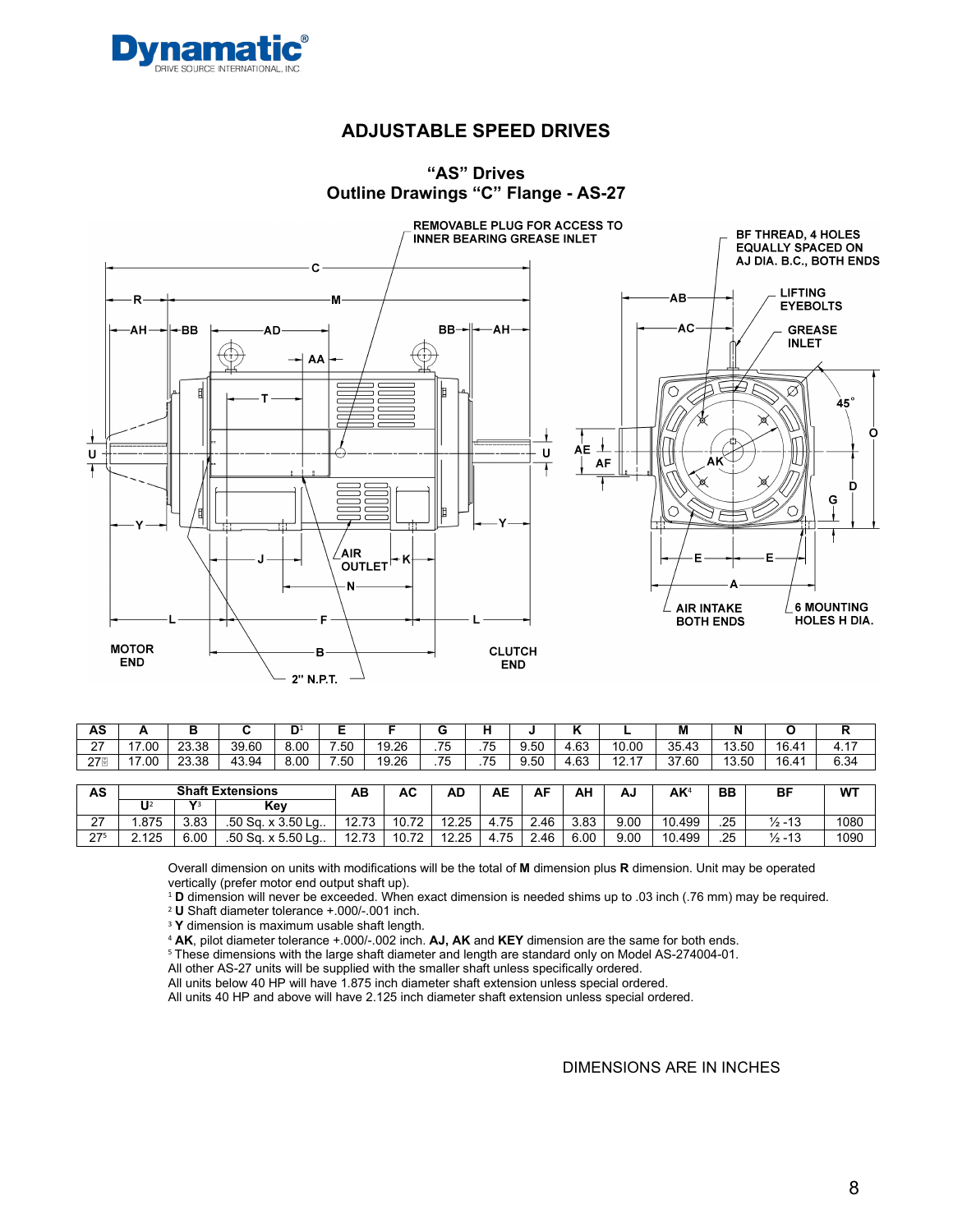Dynamatic®
DRIVE SOURCE INTERNATIONAL, INC.

# ADJUSTABLE SPEED DRIVES

## "AS" Drives
## Outline Drawings "C" Flange - AS-27

| AS | A | B | C | D[1] | E | F | G | H | J | K | L | M | N | O | R |
|---|---|---|---|---|---|---|---|---|---|---|---|---|---|---|---|
| 27 | 17.00 | 23.38 | 39.60 | 8.00 | 7.50 | 19.26 | .75 | .75 | 9.50 | 4.63 | 10.00 | 35.43 | 13.50 | 16.41 | 4.17 |
| 27[5] | 17.00 | 23.38 | 43.94 | 8.00 | 7.50 | 19.26 | .75 | .75 | 9.50 | 4.63 | 12.17 | 37.60 | 13.50 | 16.41 | 6.34 |

| AS | Shaft Extensions | | | AB | AC | AD | AE | AF | AH | AJ | AK[4] | BB | BF | WT |
|---|---|---|---|---|---|---|---|---|---|---|---|---|---|---|
| | U[2] | Y[3] | Key | | | | | | | | | | | |
| 27 | 1.875 | 3.83 | .50 Sq. x 3.50 Lg.. | 12.73 | 10.72 | 12.25 | 4.75 | 2.46 | 3.83 | 9.00 | 10.499 | .25 | ½ -13 | 1080 |
| 27[5] | 2.125 | 6.00 | .50 Sq. x 5.50 Lg.. | 12.73 | 10.72 | 12.25 | 4.75 | 2.46 | 6.00 | 9.00 | 10.499 | .25 | ½ -13 | 1090 |

Overall dimension on units with modifications will be the total of **M** dimension plus **R** dimension. Unit may be operated vertically (prefer motor end output shaft up).

[1] **D** dimension will never be exceeded. When exact dimension is needed shims up to .03 inch (.76 mm) may be required.

[2] **U** Shaft diameter tolerance +.000/-.001 inch.

[3] **Y** dimension is maximum usable shaft length.

[4] **AK**, pilot diameter tolerance +.000/-.002 inch. **AJ, AK** and **KEY** dimension are the same for both ends.

[5] These dimensions with the large shaft diameter and length are standard only on Model AS-274004-01.

All other AS-27 units will be supplied with the smaller shaft unless specifically ordered.

All units below 40 HP will have 1.875 inch diameter shaft extension unless special ordered.

All units 40 HP and above will have 2.125 inch diameter shaft extension unless special ordered.

DIMENSIONS ARE IN INCHES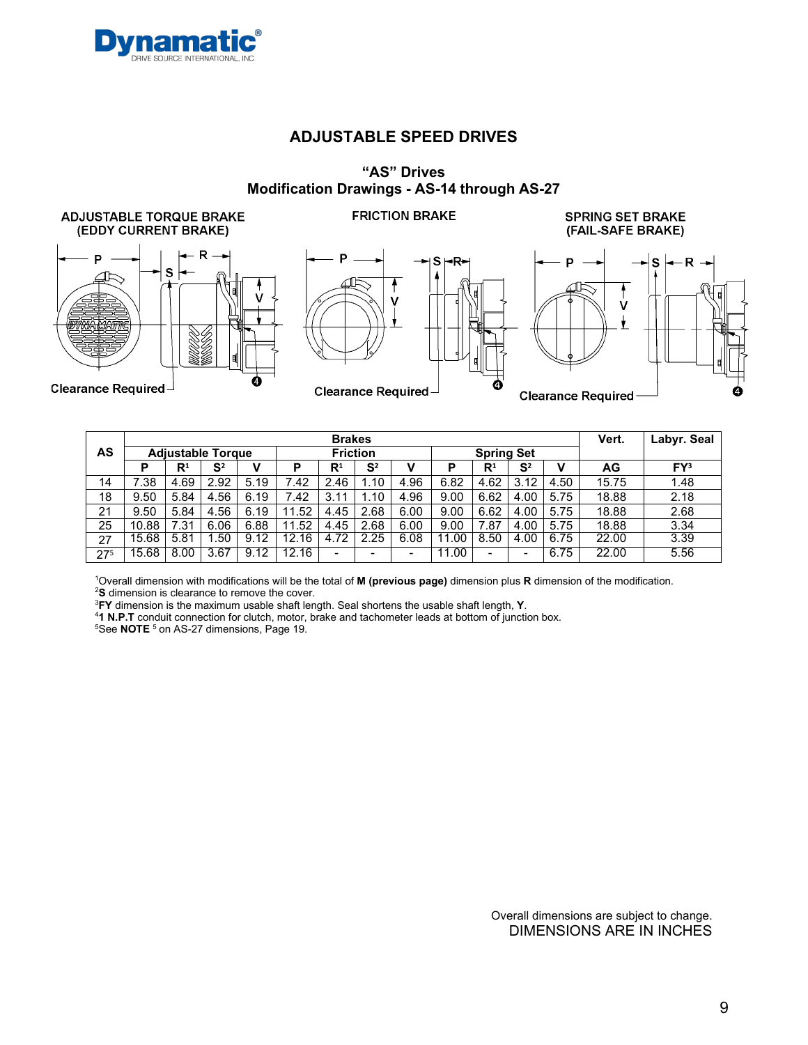## ADJUSTABLE SPEED DRIVES

### "AS" Drives
### Modification Drawings - AS-14 through AS-27

ADJUSTABLE TORQUE BRAKE (EDDY CURRENT BRAKE)

FRICTION BRAKE

SPRING SET BRAKE (FAIL-SAFE BRAKE)

P
S
R
V
Clearance Required
4

| AS | Brakes | | | | | | | | | | | | Vert. | Labyr. Seal |
|---|---|---|---|---|---|---|---|---|---|---|---|---|---|---|
| | Adjustable Torque | | | | Friction | | | | Spring Set | | | | | |
| | P | R[1] | S[2] | V | P | R[1] | S[2] | V | P | R[1] | S[2] | V | AG | FY[3] |
| 14 | 7.38 | 4.69 | 2.92 | 5.19 | 7.42 | 2.46 | 1.10 | 4.96 | 6.82 | 4.62 | 3.12 | 4.50 | 15.75 | 1.48 |
| 18 | 9.50 | 5.84 | 4.56 | 6.19 | 7.42 | 3.11 | 1.10 | 4.96 | 9.00 | 6.62 | 4.00 | 5.75 | 18.88 | 2.18 |
| 21 | 9.50 | 5.84 | 4.56 | 6.19 | 11.52 | 4.45 | 2.68 | 6.00 | 9.00 | 6.62 | 4.00 | 5.75 | 18.88 | 2.68 |
| 25 | 10.88 | 7.31 | 6.06 | 6.88 | 11.52 | 4.45 | 2.68 | 6.00 | 9.00 | 7.87 | 4.00 | 5.75 | 18.88 | 3.34 |
| 27 | 15.68 | 5.81 | 1.50 | 9.12 | 12.16 | 4.72 | 2.25 | 6.08 | 11.00 | 8.50 | 4.00 | 6.75 | 22.00 | 3.39 |
| 27[5] | 15.68 | 8.00 | 3.67 | 9.12 | 12.16 | - | - | - | 11.00 | - | - | 6.75 | 22.00 | 5.56 |

[1]Overall dimension with modifications will be the total of **M (previous page)** dimension plus **R** dimension of the modification.
[2]**S** dimension is clearance to remove the cover.
[3]**FY** dimension is the maximum usable shaft length. Seal shortens the usable shaft length, **Y**.
[4]**1 N.P.T** conduit connection for clutch, motor, brake and tachometer leads at bottom of junction box.
[5]See **NOTE** [5] on AS-27 dimensions, Page 19.

Overall dimensions are subject to change.
DIMENSIONS ARE IN INCHES